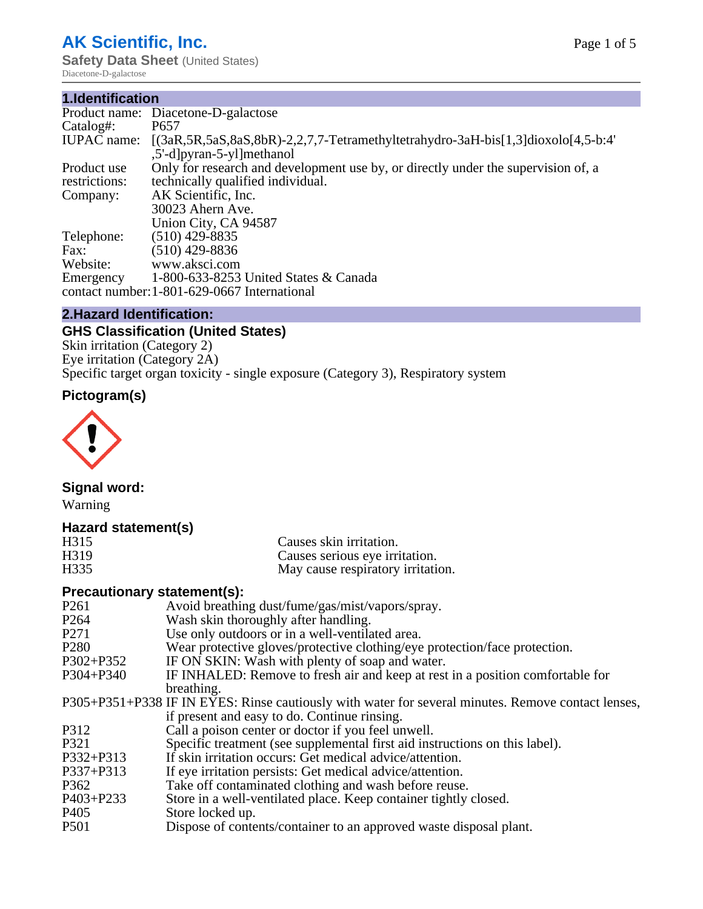# AK Scientific, Inc.

**Safety Data Sheet** (United States)

Diacetone-D-galactose

## 1.Identification

| | |
|---|---|
| Product name: | Diacetone-D-galactose |
| Catalog#: | P657 |
| IUPAC name: | [(3aR,5R,5aS,8aS,8bR)-2,2,7,7-Tetramethyltetrahydro-3aH-bis[1,3]dioxolo[4,5-b:4',5'-d]pyran-5-yl]methanol |
| Product use restrictions: | Only for research and development use by, or directly under the supervision of, a technically qualified individual. |
| Company: | AK Scientific, Inc.<br>30023 Ahern Ave.<br>Union City, CA 94587 |
| Telephone: | (510) 429-8835 |
| Fax: | (510) 429-8836 |
| Website: | www.aksci.com |
| Emergency contact number: | 1-800-633-8253 United States & Canada<br>1-801-629-0667 International |

## 2.Hazard Identification:

### GHS Classification (United States)

Skin irritation (Category 2)
Eye irritation (Category 2A)
Specific target organ toxicity - single exposure (Category 3), Respiratory system

### Pictogram(s)

### Signal word:

Warning

### Hazard statement(s)

| | |
|---|---|
| H315 | Causes skin irritation. |
| H319 | Causes serious eye irritation. |
| H335 | May cause respiratory irritation. |

### Precautionary statement(s):

| | |
|---|---|
| P261 | Avoid breathing dust/fume/gas/mist/vapors/spray. |
| P264 | Wash skin thoroughly after handling. |
| P271 | Use only outdoors or in a well-ventilated area. |
| P280 | Wear protective gloves/protective clothing/eye protection/face protection. |
| P302+P352 | IF ON SKIN: Wash with plenty of soap and water. |
| P304+P340 | IF INHALED: Remove to fresh air and keep at rest in a position comfortable for breathing. |
| P305+P351+P338 | IF IN EYES: Rinse cautiously with water for several minutes. Remove contact lenses, if present and easy to do. Continue rinsing. |
| P312 | Call a poison center or doctor if you feel unwell. |
| P321 | Specific treatment (see supplemental first aid instructions on this label). |
| P332+P313 | If skin irritation occurs: Get medical advice/attention. |
| P337+P313 | If eye irritation persists: Get medical advice/attention. |
| P362 | Take off contaminated clothing and wash before reuse. |
| P403+P233 | Store in a well-ventilated place. Keep container tightly closed. |
| P405 | Store locked up. |
| P501 | Dispose of contents/container to an approved waste disposal plant. |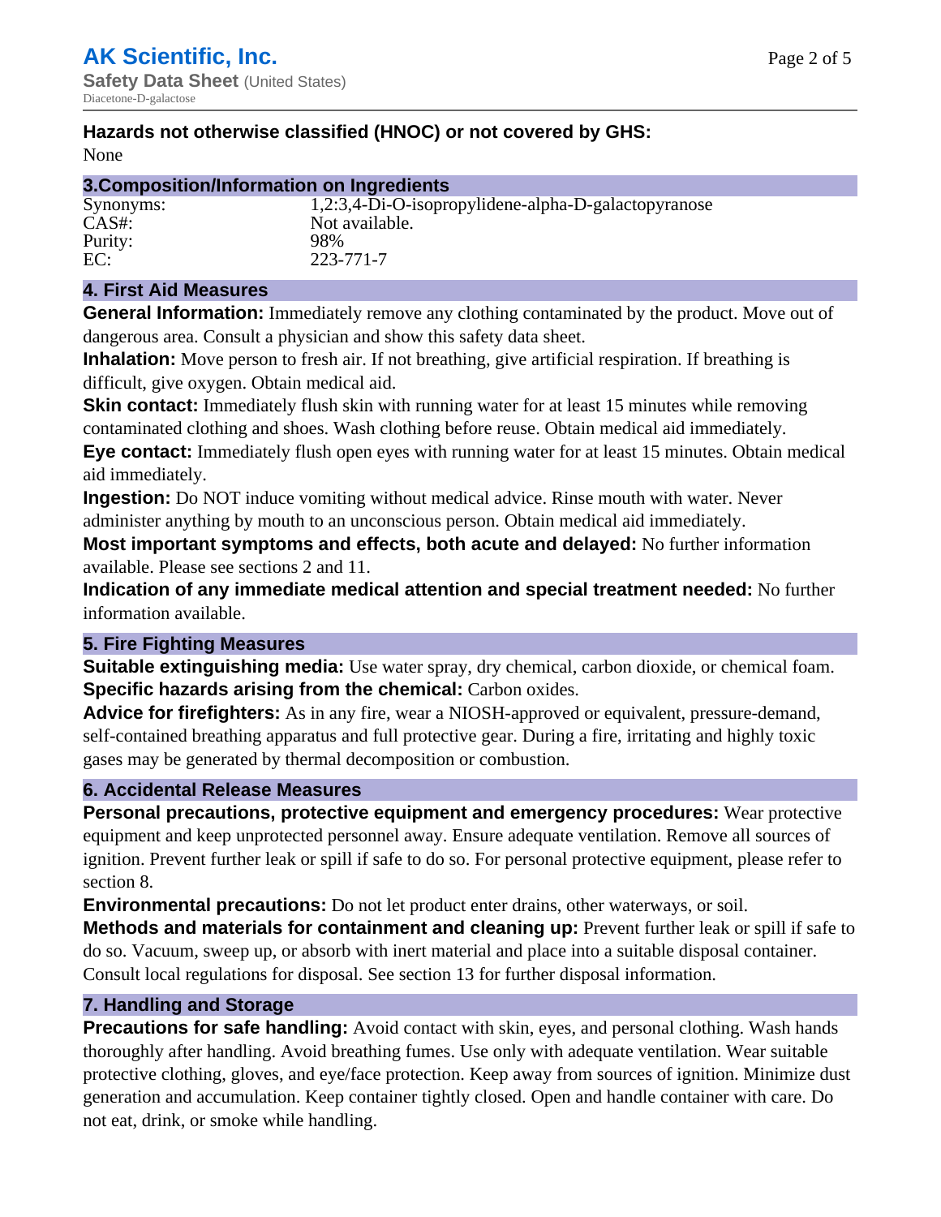**Hazards not otherwise classified (HNOC) or not covered by GHS:**
None

## 3.Composition/Information on Ingredients

| | |
|---|---|
| Synonyms: | 1,2:3,4-Di-O-isopropylidene-alpha-D-galactopyranose |
| CAS#: | Not available. |
| Purity: | 98% |
| EC: | 223-771-7 |

## 4. First Aid Measures

**General Information:** Immediately remove any clothing contaminated by the product. Move out of dangerous area. Consult a physician and show this safety data sheet.

**Inhalation:** Move person to fresh air. If not breathing, give artificial respiration. If breathing is difficult, give oxygen. Obtain medical aid.

**Skin contact:** Immediately flush skin with running water for at least 15 minutes while removing contaminated clothing and shoes. Wash clothing before reuse. Obtain medical aid immediately.

**Eye contact:** Immediately flush open eyes with running water for at least 15 minutes. Obtain medical aid immediately.

**Ingestion:** Do NOT induce vomiting without medical advice. Rinse mouth with water. Never administer anything by mouth to an unconscious person. Obtain medical aid immediately.

**Most important symptoms and effects, both acute and delayed:** No further information available. Please see sections 2 and 11.

**Indication of any immediate medical attention and special treatment needed:** No further information available.

## 5. Fire Fighting Measures

**Suitable extinguishing media:** Use water spray, dry chemical, carbon dioxide, or chemical foam.

**Specific hazards arising from the chemical:** Carbon oxides.

**Advice for firefighters:** As in any fire, wear a NIOSH-approved or equivalent, pressure-demand, self-contained breathing apparatus and full protective gear. During a fire, irritating and highly toxic gases may be generated by thermal decomposition or combustion.

## 6. Accidental Release Measures

**Personal precautions, protective equipment and emergency procedures:** Wear protective equipment and keep unprotected personnel away. Ensure adequate ventilation. Remove all sources of ignition. Prevent further leak or spill if safe to do so. For personal protective equipment, please refer to section 8.

**Environmental precautions:** Do not let product enter drains, other waterways, or soil.

**Methods and materials for containment and cleaning up:** Prevent further leak or spill if safe to do so. Vacuum, sweep up, or absorb with inert material and place into a suitable disposal container. Consult local regulations for disposal. See section 13 for further disposal information.

## 7. Handling and Storage

**Precautions for safe handling:** Avoid contact with skin, eyes, and personal clothing. Wash hands thoroughly after handling. Avoid breathing fumes. Use only with adequate ventilation. Wear suitable protective clothing, gloves, and eye/face protection. Keep away from sources of ignition. Minimize dust generation and accumulation. Keep container tightly closed. Open and handle container with care. Do not eat, drink, or smoke while handling.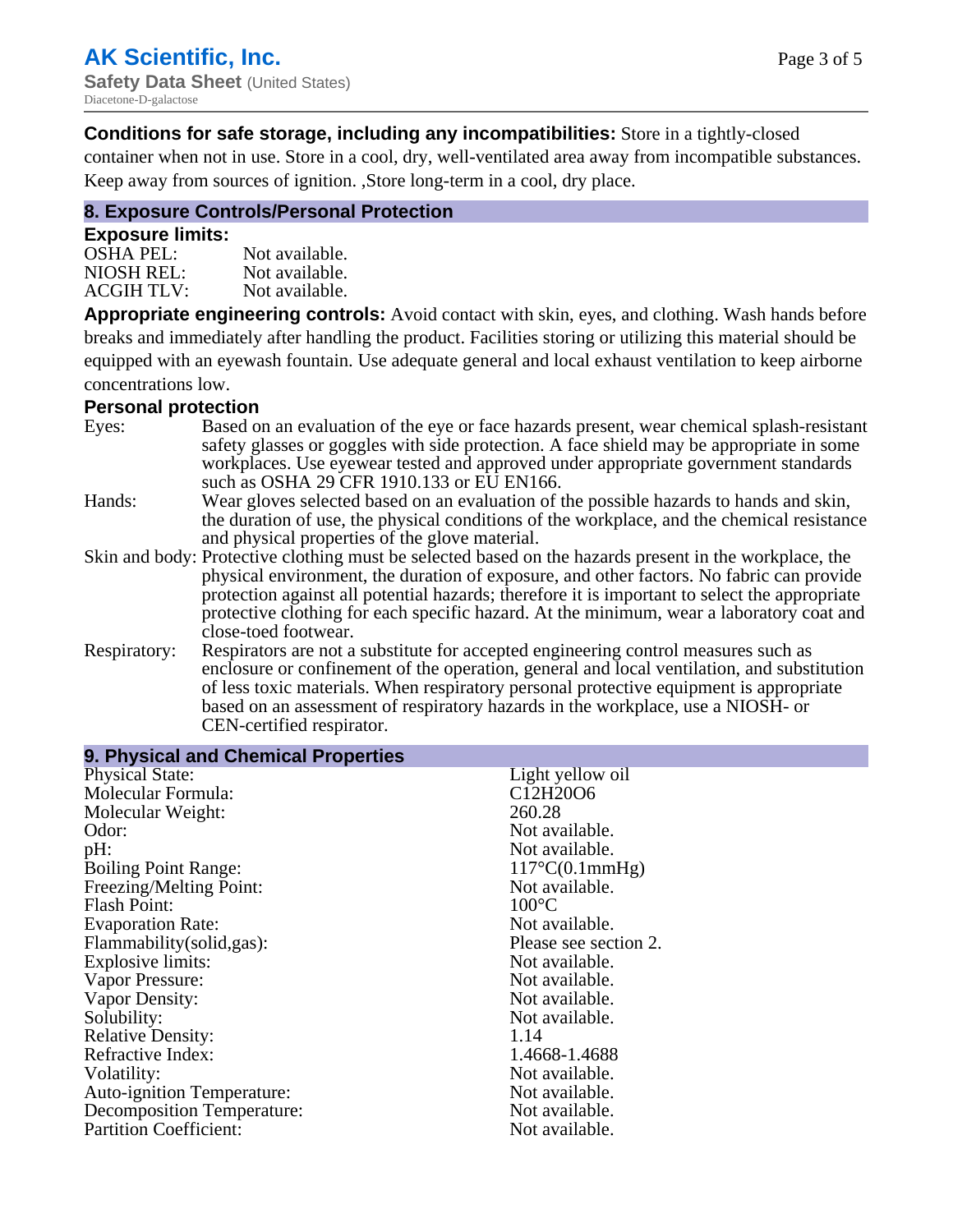**Conditions for safe storage, including any incompatibilities:** Store in a tightly-closed container when not in use. Store in a cool, dry, well-ventilated area away from incompatible substances. Keep away from sources of ignition. ,Store long-term in a cool, dry place.

## 8. Exposure Controls/Personal Protection

### Exposure limits:

| | |
|---|---|
| OSHA PEL: | Not available. |
| NIOSH REL: | Not available. |
| ACGIH TLV: | Not available. |

**Appropriate engineering controls:** Avoid contact with skin, eyes, and clothing. Wash hands before breaks and immediately after handling the product. Facilities storing or utilizing this material should be equipped with an eyewash fountain. Use adequate general and local exhaust ventilation to keep airborne concentrations low.

### Personal protection

| | |
|---|---|
| Eyes: | Based on an evaluation of the eye or face hazards present, wear chemical splash-resistant safety glasses or goggles with side protection. A face shield may be appropriate in some workplaces. Use eyewear tested and approved under appropriate government standards such as OSHA 29 CFR 1910.133 or EU EN166. |
| Hands: | Wear gloves selected based on an evaluation of the possible hazards to hands and skin, the duration of use, the physical conditions of the workplace, and the chemical resistance and physical properties of the glove material. |
| Skin and body: | Protective clothing must be selected based on the hazards present in the workplace, the physical environment, the duration of exposure, and other factors. No fabric can provide protection against all potential hazards; therefore it is important to select the appropriate protective clothing for each specific hazard. At the minimum, wear a laboratory coat and close-toed footwear. |
| Respiratory: | Respirators are not a substitute for accepted engineering control measures such as enclosure or confinement of the operation, general and local ventilation, and substitution of less toxic materials. When respiratory personal protective equipment is appropriate based on an assessment of respiratory hazards in the workplace, use a NIOSH- or CEN-certified respirator. |

## 9. Physical and Chemical Properties

| | |
|---|---|
| Physical State: | Light yellow oil |
| Molecular Formula: | $C_{12}H_{20}O_6$ |
| Molecular Weight: | 260.28 |
| Odor: | Not available. |
| pH: | Not available. |
| Boiling Point Range: | 117°C(0.1mmHg) |
| Freezing/Melting Point: | Not available. |
| Flash Point: | 100°C |
| Evaporation Rate: | Not available. |
| Flammability(solid,gas): | Please see section 2. |
| Explosive limits: | Not available. |
| Vapor Pressure: | Not available. |
| Vapor Density: | Not available. |
| Solubility: | Not available. |
| Relative Density: | 1.14 |
| Refractive Index: | 1.4668-1.4688 |
| Volatility: | Not available. |
| Auto-ignition Temperature: | Not available. |
| Decomposition Temperature: | Not available. |
| Partition Coefficient: | Not available. |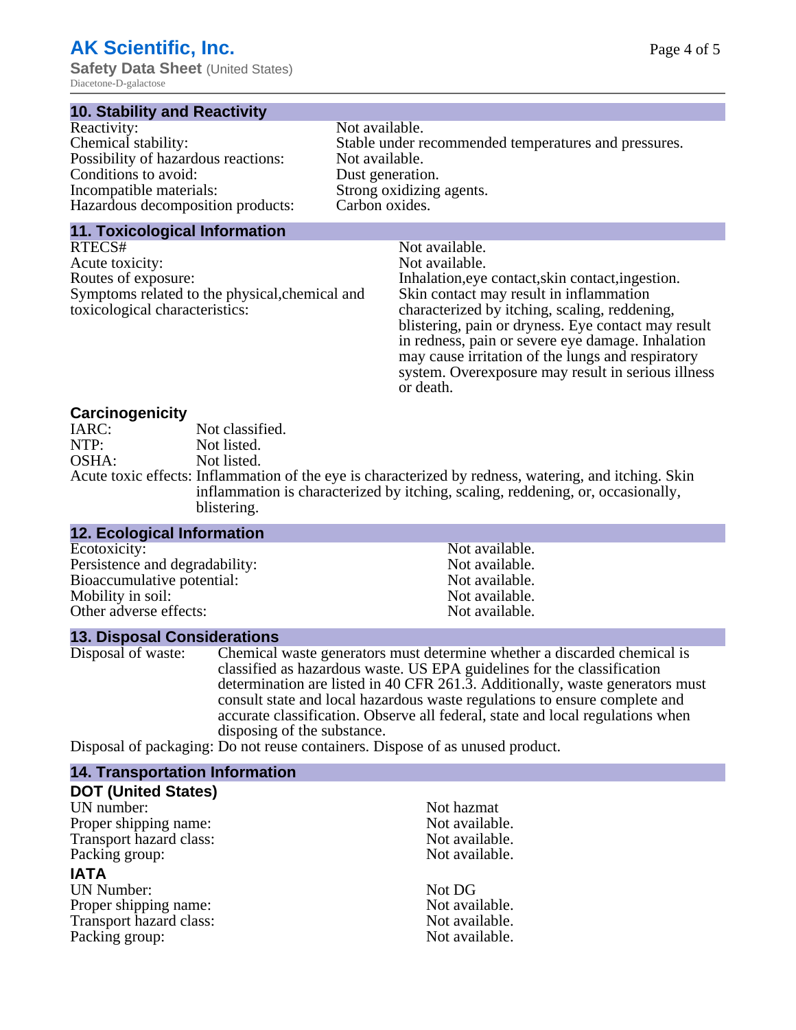## 10. Stability and Reactivity

| | |
|---|---|
| Reactivity: | Not available. |
| Chemical stability: | Stable under recommended temperatures and pressures. |
| Possibility of hazardous reactions: | Not available. |
| Conditions to avoid: | Dust generation. |
| Incompatible materials: | Strong oxidizing agents. |
| Hazardous decomposition products: | Carbon oxides. |

## 11. Toxicological Information

| | |
|---|---|
| RTECS# | Not available. |
| Acute toxicity: | Not available. |
| Routes of exposure: | Inhalation,eye contact,skin contact,ingestion. |
| Symptoms related to the physical,chemical and toxicological characteristics: | Skin contact may result in inflammation characterized by itching, scaling, reddening, blistering, pain or dryness. Eye contact may result in redness, pain or severe eye damage. Inhalation may cause irritation of the lungs and respiratory system. Overexposure may result in serious illness or death. |

### Carcinogenicity

| | |
|---|---|
| IARC: | Not classified. |
| NTP: | Not listed. |
| OSHA: | Not listed. |
| Acute toxic effects: | Inflammation of the eye is characterized by redness, watering, and itching. Skin inflammation is characterized by itching, scaling, reddening, or, occasionally, blistering. |

## 12. Ecological Information

| | |
|---|---|
| Ecotoxicity: | Not available. |
| Persistence and degradability: | Not available. |
| Bioaccumulative potential: | Not available. |
| Mobility in soil: | Not available. |
| Other adverse effects: | Not available. |

## 13. Disposal Considerations

| | |
|---|---|
| Disposal of waste: | Chemical waste generators must determine whether a discarded chemical is classified as hazardous waste. US EPA guidelines for the classification determination are listed in 40 CFR 261.3. Additionally, waste generators must consult state and local hazardous waste regulations to ensure complete and accurate classification. Observe all federal, state and local regulations when disposing of the substance. |
| Disposal of packaging: | Do not reuse containers. Dispose of as unused product. |

## 14. Transportation Information

### DOT (United States)

| | |
|---|---|
| UN number: | Not hazmat |
| Proper shipping name: | Not available. |
| Transport hazard class: | Not available. |
| Packing group: | Not available. |

### IATA

| | |
|---|---|
| UN Number: | Not DG |
| Proper shipping name: | Not available. |
| Transport hazard class: | Not available. |
| Packing group: | Not available. |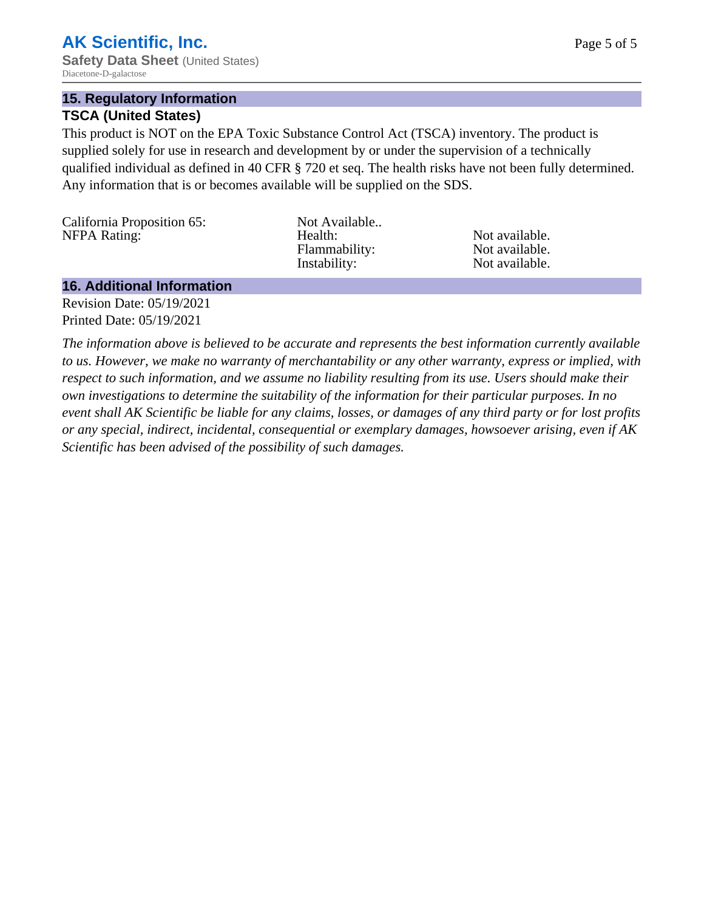## 15. Regulatory Information

### TSCA (United States)

This product is NOT on the EPA Toxic Substance Control Act (TSCA) inventory. The product is supplied solely for use in research and development by or under the supervision of a technically qualified individual as defined in 40 CFR § 720 et seq. The health risks have not been fully determined. Any information that is or becomes available will be supplied on the SDS.

| | | |
|---|---|---|
| California Proposition 65: | Not Available.. | |
| NFPA Rating: | Health: | Not available. |
| | Flammability: | Not available. |
| | Instability: | Not available. |

## 16. Additional Information

Revision Date: 05/19/2021
Printed Date: 05/19/2021

*The information above is believed to be accurate and represents the best information currently available to us. However, we make no warranty of merchantability or any other warranty, express or implied, with respect to such information, and we assume no liability resulting from its use. Users should make their own investigations to determine the suitability of the information for their particular purposes. In no event shall AK Scientific be liable for any claims, losses, or damages of any third party or for lost profits or any special, indirect, incidental, consequential or exemplary damages, howsoever arising, even if AK Scientific has been advised of the possibility of such damages.*